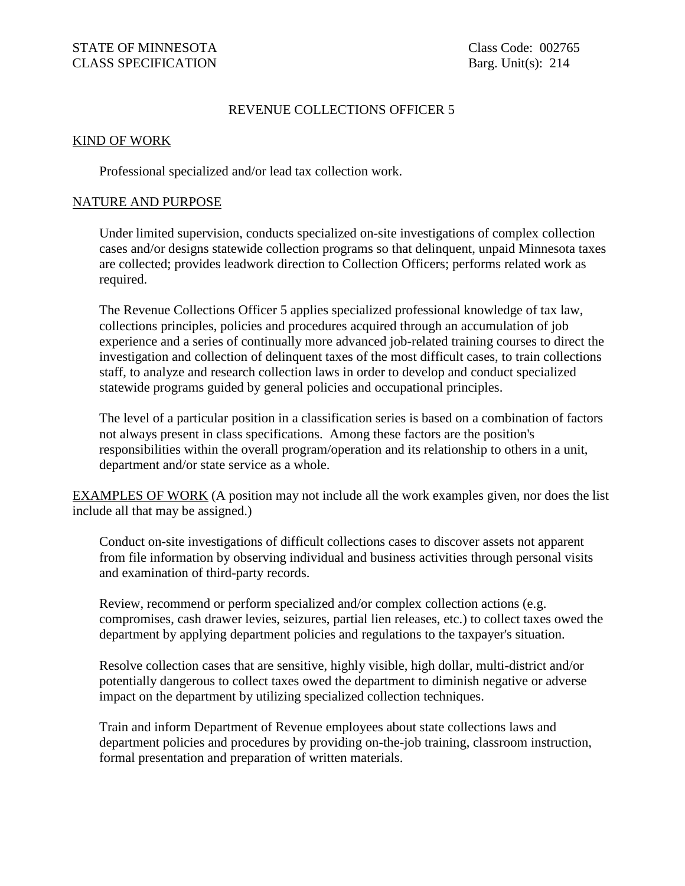STATE OF MINNESOTA
CLASS SPECIFICATION

Class Code: 002765
Barg. Unit(s): 214

# REVENUE COLLECTIONS OFFICER 5

## KIND OF WORK

Professional specialized and/or lead tax collection work.

## NATURE AND PURPOSE

Under limited supervision, conducts specialized on-site investigations of complex collection cases and/or designs statewide collection programs so that delinquent, unpaid Minnesota taxes are collected; provides leadwork direction to Collection Officers; performs related work as required.

The Revenue Collections Officer 5 applies specialized professional knowledge of tax law, collections principles, policies and procedures acquired through an accumulation of job experience and a series of continually more advanced job-related training courses to direct the investigation and collection of delinquent taxes of the most difficult cases, to train collections staff, to analyze and research collection laws in order to develop and conduct specialized statewide programs guided by general policies and occupational principles.

The level of a particular position in a classification series is based on a combination of factors not always present in class specifications. Among these factors are the position's responsibilities within the overall program/operation and its relationship to others in a unit, department and/or state service as a whole.

## EXAMPLES OF WORK (A position may not include all the work examples given, nor does the list include all that may be assigned.)

Conduct on-site investigations of difficult collections cases to discover assets not apparent from file information by observing individual and business activities through personal visits and examination of third-party records.

Review, recommend or perform specialized and/or complex collection actions (e.g. compromises, cash drawer levies, seizures, partial lien releases, etc.) to collect taxes owed the department by applying department policies and regulations to the taxpayer's situation.

Resolve collection cases that are sensitive, highly visible, high dollar, multi-district and/or potentially dangerous to collect taxes owed the department to diminish negative or adverse impact on the department by utilizing specialized collection techniques.

Train and inform Department of Revenue employees about state collections laws and department policies and procedures by providing on-the-job training, classroom instruction, formal presentation and preparation of written materials.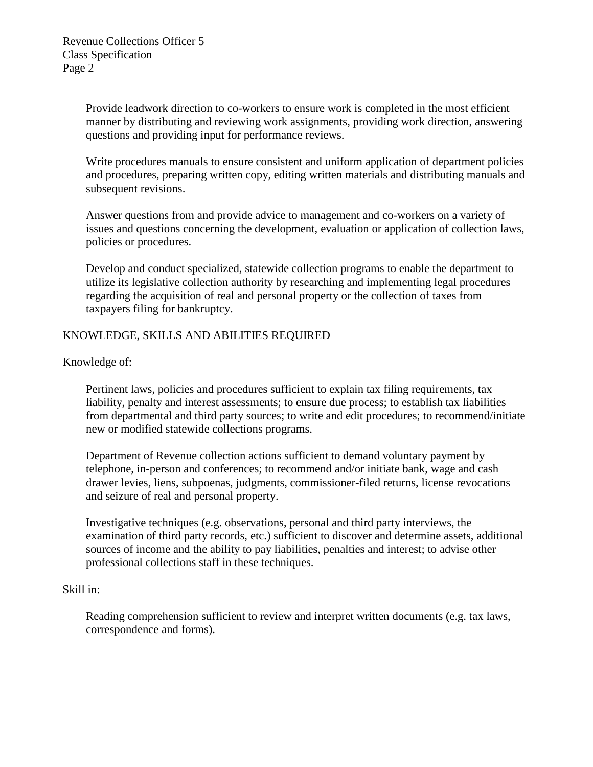Provide leadwork direction to co-workers to ensure work is completed in the most efficient manner by distributing and reviewing work assignments, providing work direction, answering questions and providing input for performance reviews.

Write procedures manuals to ensure consistent and uniform application of department policies and procedures, preparing written copy, editing written materials and distributing manuals and subsequent revisions.

Answer questions from and provide advice to management and co-workers on a variety of issues and questions concerning the development, evaluation or application of collection laws, policies or procedures.

Develop and conduct specialized, statewide collection programs to enable the department to utilize its legislative collection authority by researching and implementing legal procedures regarding the acquisition of real and personal property or the collection of taxes from taxpayers filing for bankruptcy.

## KNOWLEDGE, SKILLS AND ABILITIES REQUIRED

Knowledge of:

Pertinent laws, policies and procedures sufficient to explain tax filing requirements, tax liability, penalty and interest assessments; to ensure due process; to establish tax liabilities from departmental and third party sources; to write and edit procedures; to recommend/initiate new or modified statewide collections programs.

Department of Revenue collection actions sufficient to demand voluntary payment by telephone, in-person and conferences; to recommend and/or initiate bank, wage and cash drawer levies, liens, subpoenas, judgments, commissioner-filed returns, license revocations and seizure of real and personal property.

Investigative techniques (e.g. observations, personal and third party interviews, the examination of third party records, etc.) sufficient to discover and determine assets, additional sources of income and the ability to pay liabilities, penalties and interest; to advise other professional collections staff in these techniques.

Skill in:

Reading comprehension sufficient to review and interpret written documents (e.g. tax laws, correspondence and forms).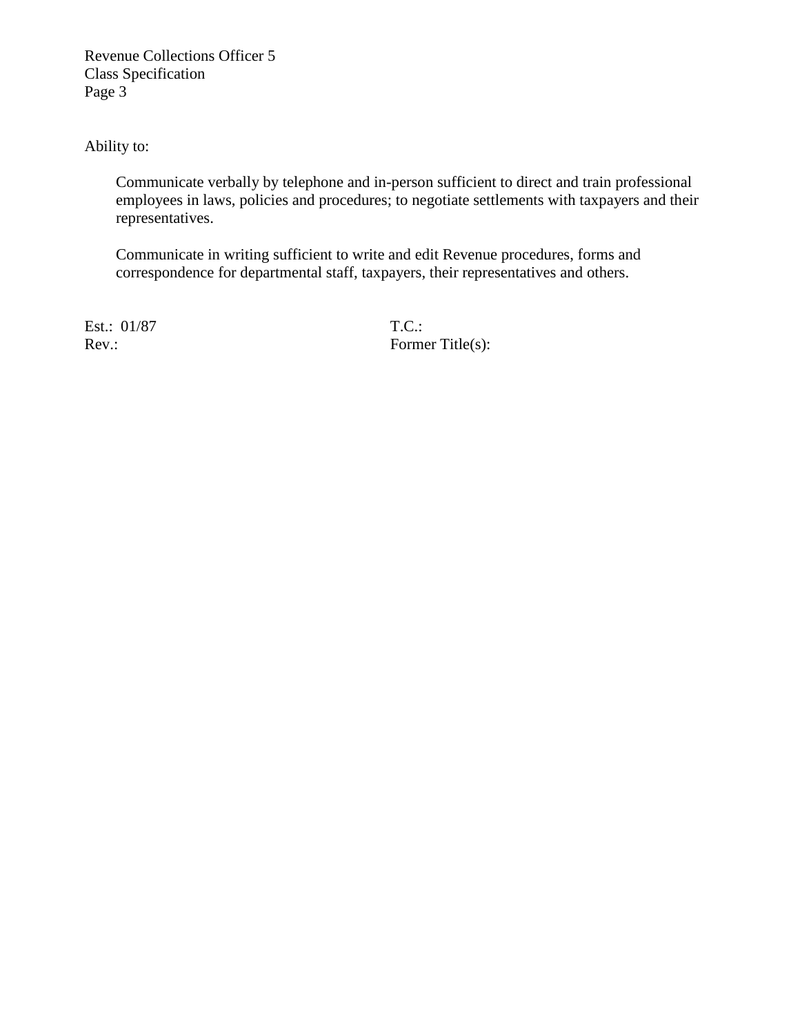Ability to:

Communicate verbally by telephone and in-person sufficient to direct and train professional employees in laws, policies and procedures; to negotiate settlements with taxpayers and their representatives.

Communicate in writing sufficient to write and edit Revenue procedures, forms and correspondence for departmental staff, taxpayers, their representatives and others.

| | |
|---|---|
| Est.: 01/87 | T.C.: |
| Rev.: | Former Title(s): |